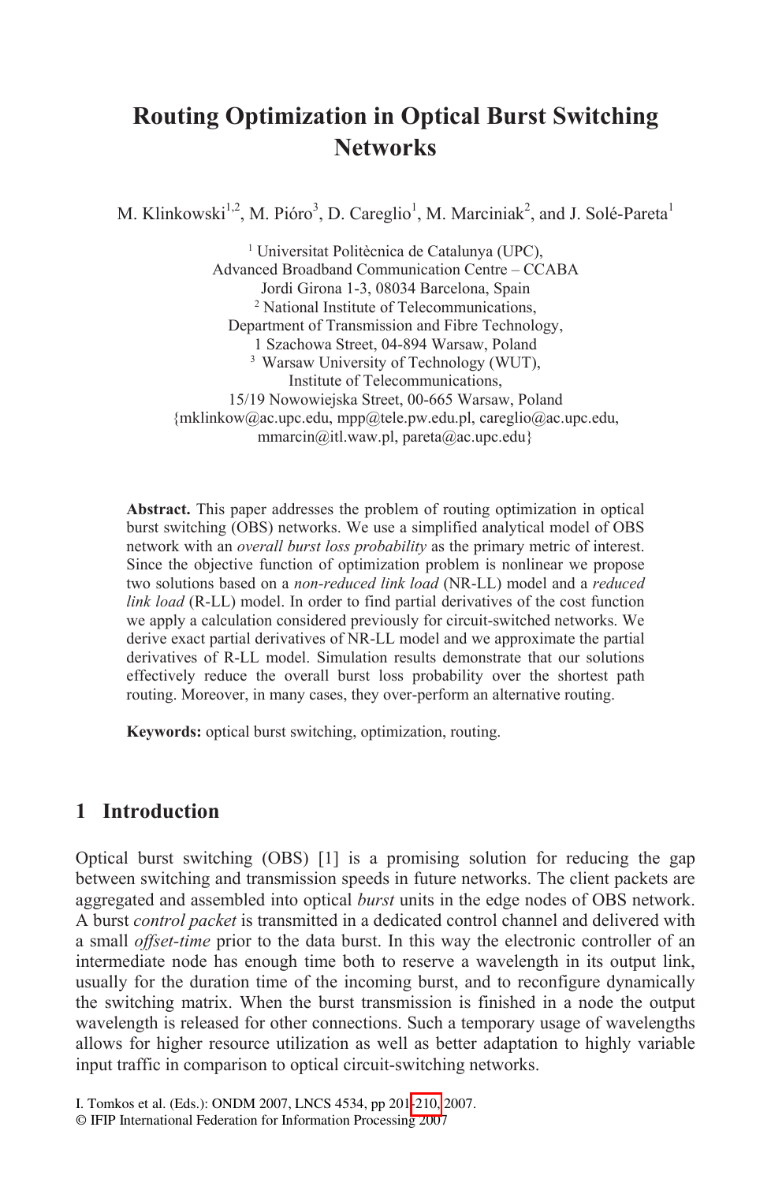# Routing Optimization in Optical Burst Switching Networks

M. Klinkowski[1,2], M. Pióro[3], D. Careglio[1], M. Marciniak[2], and J. Solé-Pareta[1]

[1] Universitat Politècnica de Catalunya (UPC),
Advanced Broadband Communication Centre – CCABA
Jordi Girona 1-3, 08034 Barcelona, Spain
[2] National Institute of Telecommunications,
Department of Transmission and Fibre Technology,
1 Szachowa Street, 04-894 Warsaw, Poland
[3] Warsaw University of Technology (WUT),
Institute of Telecommunications,
15/19 Nowowiejska Street, 00-665 Warsaw, Poland
{mklinkow@ac.upc.edu, mpp@tele.pw.edu.pl, careglio@ac.upc.edu,
mmarcin@itl.waw.pl, pareta@ac.upc.edu}

**Abstract.** This paper addresses the problem of routing optimization in optical burst switching (OBS) networks. We use a simplified analytical model of OBS network with an *overall burst loss probability* as the primary metric of interest. Since the objective function of optimization problem is nonlinear we propose two solutions based on a *non-reduced link load* (NR-LL) model and a *reduced link load* (R-LL) model. In order to find partial derivatives of the cost function we apply a calculation considered previously for circuit-switched networks. We derive exact partial derivatives of NR-LL model and we approximate the partial derivatives of R-LL model. Simulation results demonstrate that our solutions effectively reduce the overall burst loss probability over the shortest path routing. Moreover, in many cases, they over-perform an alternative routing.

**Keywords:** optical burst switching, optimization, routing.

## 1 Introduction

Optical burst switching (OBS) [1] is a promising solution for reducing the gap between switching and transmission speeds in future networks. The client packets are aggregated and assembled into optical *burst* units in the edge nodes of OBS network. A burst *control packet* is transmitted in a dedicated control channel and delivered with a small *offset-time* prior to the data burst. In this way the electronic controller of an intermediate node has enough time both to reserve a wavelength in its output link, usually for the duration time of the incoming burst, and to reconfigure dynamically the switching matrix. When the burst transmission is finished in a node the output wavelength is released for other connections. Such a temporary usage of wavelengths allows for higher resource utilization as well as better adaptation to highly variable input traffic in comparison to optical circuit-switching networks.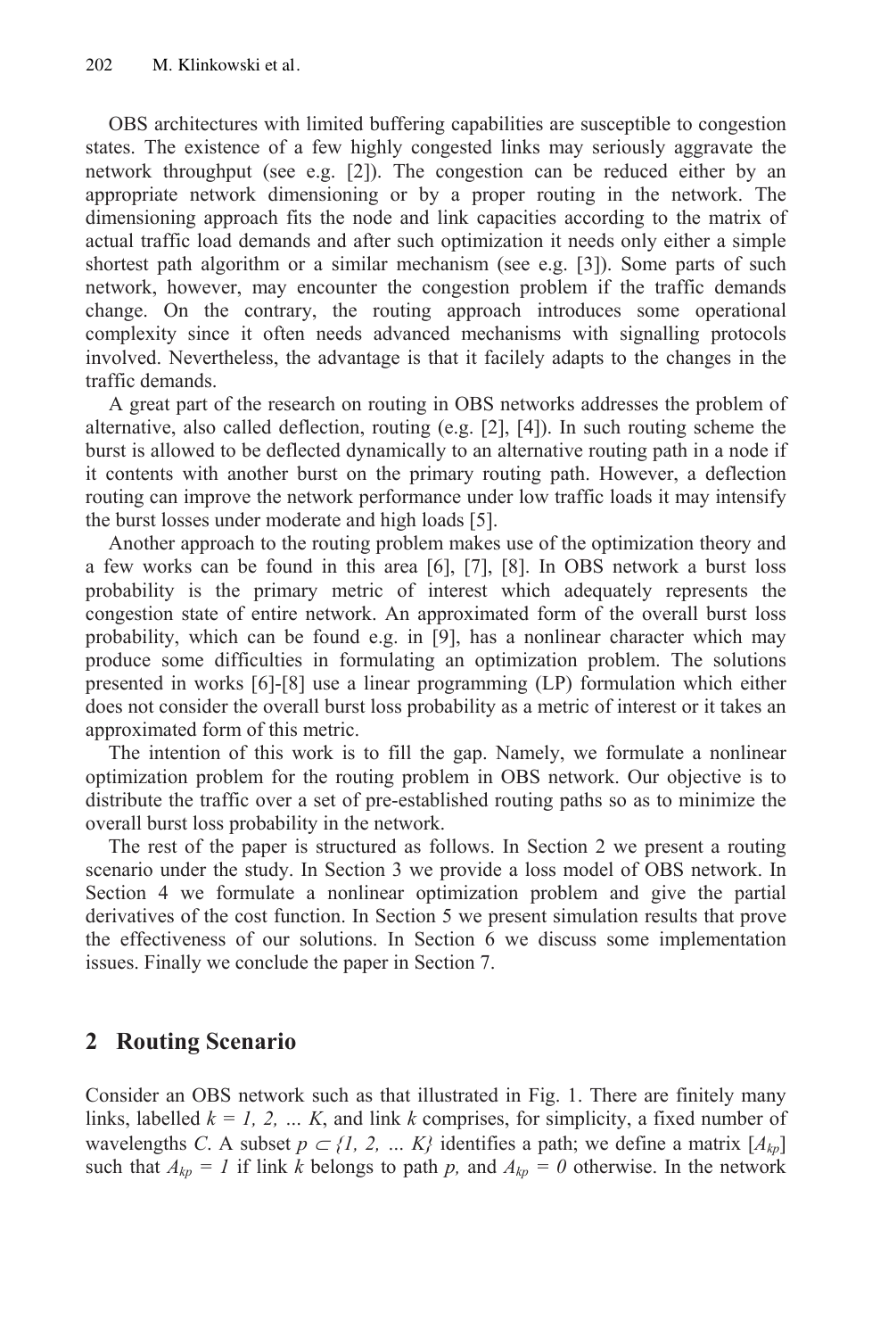OBS architectures with limited buffering capabilities are susceptible to congestion states. The existence of a few highly congested links may seriously aggravate the network throughput (see e.g. [2]). The congestion can be reduced either by an appropriate network dimensioning or by a proper routing in the network. The dimensioning approach fits the node and link capacities according to the matrix of actual traffic load demands and after such optimization it needs only either a simple shortest path algorithm or a similar mechanism (see e.g. [3]). Some parts of such network, however, may encounter the congestion problem if the traffic demands change. On the contrary, the routing approach introduces some operational complexity since it often needs advanced mechanisms with signalling protocols involved. Nevertheless, the advantage is that it facilely adapts to the changes in the traffic demands.

A great part of the research on routing in OBS networks addresses the problem of alternative, also called deflection, routing (e.g. [2], [4]). In such routing scheme the burst is allowed to be deflected dynamically to an alternative routing path in a node if it contents with another burst on the primary routing path. However, a deflection routing can improve the network performance under low traffic loads it may intensify the burst losses under moderate and high loads [5].

Another approach to the routing problem makes use of the optimization theory and a few works can be found in this area [6], [7], [8]. In OBS network a burst loss probability is the primary metric of interest which adequately represents the congestion state of entire network. An approximated form of the overall burst loss probability, which can be found e.g. in [9], has a nonlinear character which may produce some difficulties in formulating an optimization problem. The solutions presented in works [6]-[8] use a linear programming (LP) formulation which either does not consider the overall burst loss probability as a metric of interest or it takes an approximated form of this metric.

The intention of this work is to fill the gap. Namely, we formulate a nonlinear optimization problem for the routing problem in OBS network. Our objective is to distribute the traffic over a set of pre-established routing paths so as to minimize the overall burst loss probability in the network.

The rest of the paper is structured as follows. In Section 2 we present a routing scenario under the study. In Section 3 we provide a loss model of OBS network. In Section 4 we formulate a nonlinear optimization problem and give the partial derivatives of the cost function. In Section 5 we present simulation results that prove the effectiveness of our solutions. In Section 6 we discuss some implementation issues. Finally we conclude the paper in Section 7.

## 2 Routing Scenario

Consider an OBS network such as that illustrated in Fig. 1. There are finitely many links, labelled $k = 1, 2, \ldots K$, and link $k$ comprises, for simplicity, a fixed number of wavelengths $C$. A subset $p \subset \{1, 2, \ldots K\}$ identifies a path; we define a matrix $[A_{kp}]$ such that $A_{kp} = 1$ if link $k$ belongs to path $p$, and $A_{kp} = 0$ otherwise. In the network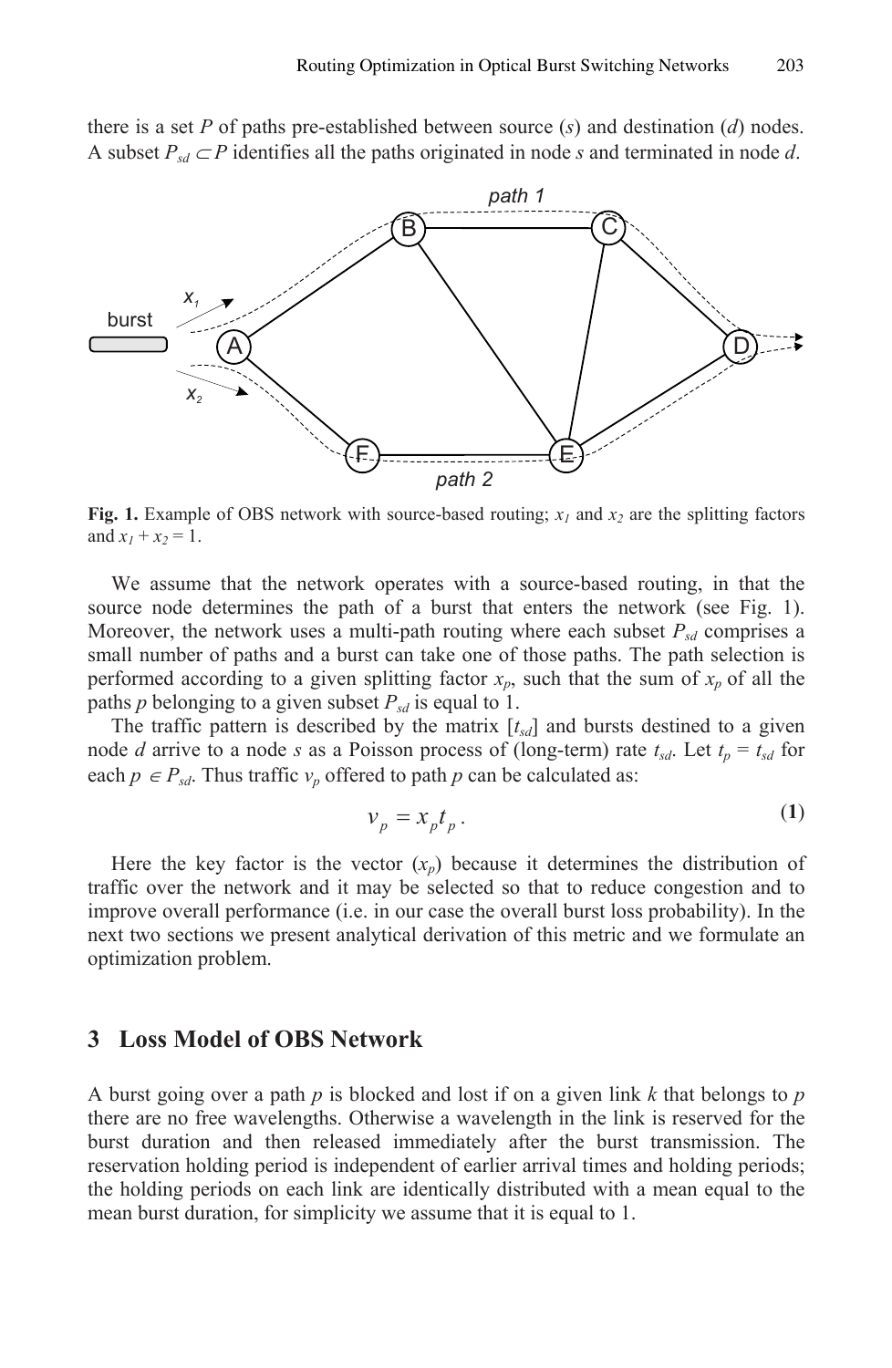there is a set $P$ of paths pre-established between source ($s$) and destination ($d$) nodes. A subset $P_{sd} \subset P$ identifies all the paths originated in node $s$ and terminated in node $d$.

**Fig. 1.** Example of OBS network with source-based routing; $x_1$ and $x_2$ are the splitting factors and $x_1 + x_2 = 1$.

We assume that the network operates with a source-based routing, in that the source node determines the path of a burst that enters the network (see Fig. 1). Moreover, the network uses a multi-path routing where each subset $P_{sd}$ comprises a small number of paths and a burst can take one of those paths. The path selection is performed according to a given splitting factor $x_p$, such that the sum of $x_p$ of all the paths $p$ belonging to a given subset $P_{sd}$ is equal to 1.

The traffic pattern is described by the matrix $[t_{sd}]$ and bursts destined to a given node $d$ arrive to a node $s$ as a Poisson process of (long-term) rate $t_{sd}$. Let $t_p = t_{sd}$ for each $p \in P_{sd}$. Thus traffic $v_p$ offered to path $p$ can be calculated as:

$$v_p = x_p t_p \,. \tag{1}$$

Here the key factor is the vector $(x_p)$ because it determines the distribution of traffic over the network and it may be selected so that to reduce congestion and to improve overall performance (i.e. in our case the overall burst loss probability). In the next two sections we present analytical derivation of this metric and we formulate an optimization problem.

## 3 Loss Model of OBS Network

A burst going over a path $p$ is blocked and lost if on a given link $k$ that belongs to $p$ there are no free wavelengths. Otherwise a wavelength in the link is reserved for the burst duration and then released immediately after the burst transmission. The reservation holding period is independent of earlier arrival times and holding periods; the holding periods on each link are identically distributed with a mean equal to the mean burst duration, for simplicity we assume that it is equal to 1.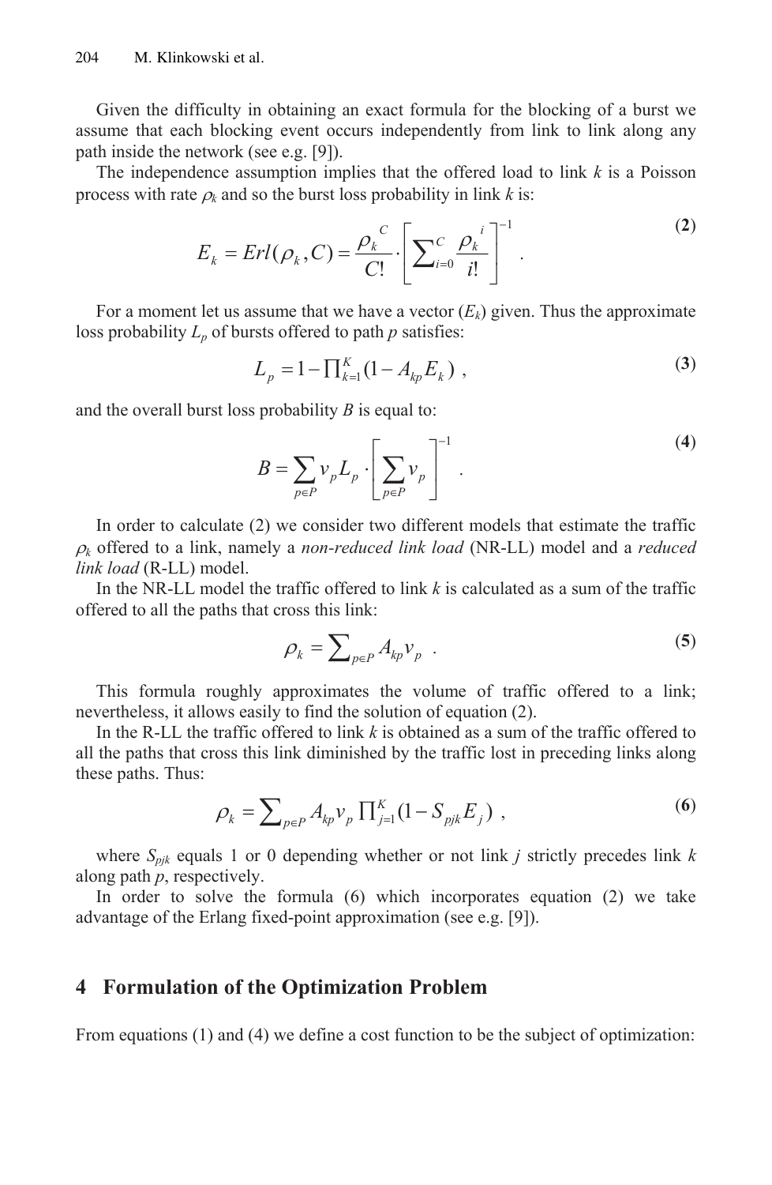Given the difficulty in obtaining an exact formula for the blocking of a burst we assume that each blocking event occurs independently from link to link along any path inside the network (see e.g. [9]).

The independence assumption implies that the offered load to link $k$ is a Poisson process with rate $\rho_k$ and so the burst loss probability in link $k$ is:

$$E_k = Erl(\rho_k, C) = \frac{{\rho_k}^C}{C!} \cdot \left[ \sum_{i=0}^{C} \frac{{\rho_k}^i}{i!} \right]^{-1} . \tag{2}$$

For a moment let us assume that we have a vector ($E_k$) given. Thus the approximate loss probability $L_p$ of bursts offered to path $p$ satisfies:

$$L_p = 1 - \prod_{k=1}^{K} (1 - A_{kp} E_k) \ , \tag{3}$$

and the overall burst loss probability $B$ is equal to:

$$B = \sum_{p \in P} v_p L_p \cdot \left[ \sum_{p \in P} v_p \right]^{-1} . \tag{4}$$

In order to calculate (2) we consider two different models that estimate the traffic $\rho_k$ offered to a link, namely a *non-reduced link load* (NR-LL) model and a *reduced link load* (R-LL) model.

In the NR-LL model the traffic offered to link $k$ is calculated as a sum of the traffic offered to all the paths that cross this link:

$$\rho_k = \sum_{p \in P} A_{kp} v_p \ . \tag{5}$$

This formula roughly approximates the volume of traffic offered to a link; nevertheless, it allows easily to find the solution of equation (2).

In the R-LL the traffic offered to link $k$ is obtained as a sum of the traffic offered to all the paths that cross this link diminished by the traffic lost in preceding links along these paths. Thus:

$$\rho_k = \sum_{p \in P} A_{kp} v_p \prod_{j=1}^{K} (1 - S_{pjk} E_j) \ , \tag{6}$$

where $S_{pjk}$ equals 1 or 0 depending whether or not link $j$ strictly precedes link $k$ along path $p$, respectively.

In order to solve the formula (6) which incorporates equation (2) we take advantage of the Erlang fixed-point approximation (see e.g. [9]).

## 4 Formulation of the Optimization Problem

From equations (1) and (4) we define a cost function to be the subject of optimization: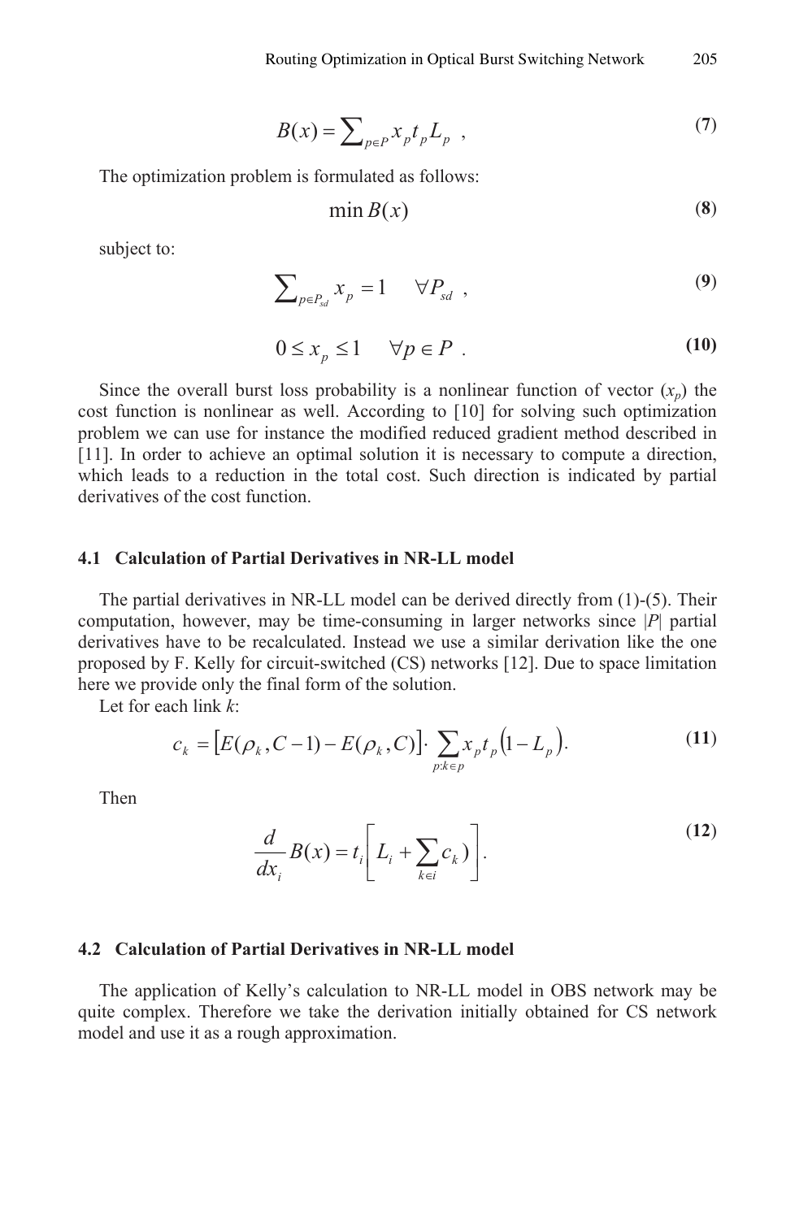$$B(x) = \sum_{p \in P} x_p t_p L_p \ , \tag{7}$$

The optimization problem is formulated as follows:

$$\min B(x) \tag{8}$$

subject to:

$$\sum_{p \in P_{sd}} x_p = 1 \quad \forall P_{sd} \ , \tag{9}$$

$$0 \le x_p \le 1 \quad \forall p \in P \ . \tag{10}$$

Since the overall burst loss probability is a nonlinear function of vector ($x_p$) the cost function is nonlinear as well. According to [10] for solving such optimization problem we can use for instance the modified reduced gradient method described in [11]. In order to achieve an optimal solution it is necessary to compute a direction, which leads to a reduction in the total cost. Such direction is indicated by partial derivatives of the cost function.

### 4.1 Calculation of Partial Derivatives in NR-LL model

The partial derivatives in NR-LL model can be derived directly from (1)-(5). Their computation, however, may be time-consuming in larger networks since $|P|$ partial derivatives have to be recalculated. Instead we use a similar derivation like the one proposed by F. Kelly for circuit-switched (CS) networks [12]. Due to space limitation here we provide only the final form of the solution.

Let for each link $k$:

$$c_k = \left[E(\rho_k, C-1) - E(\rho_k, C)\right] \cdot \sum_{p:k \in p} x_p t_p \left(1 - L_p\right). \tag{11}$$

Then

$$\frac{d}{dx_i} B(x) = t_i \left[ L_i + \sum_{k \in i} c_k ) \right]. \tag{12}$$

### 4.2 Calculation of Partial Derivatives in NR-LL model

The application of Kelly's calculation to NR-LL model in OBS network may be quite complex. Therefore we take the derivation initially obtained for CS network model and use it as a rough approximation.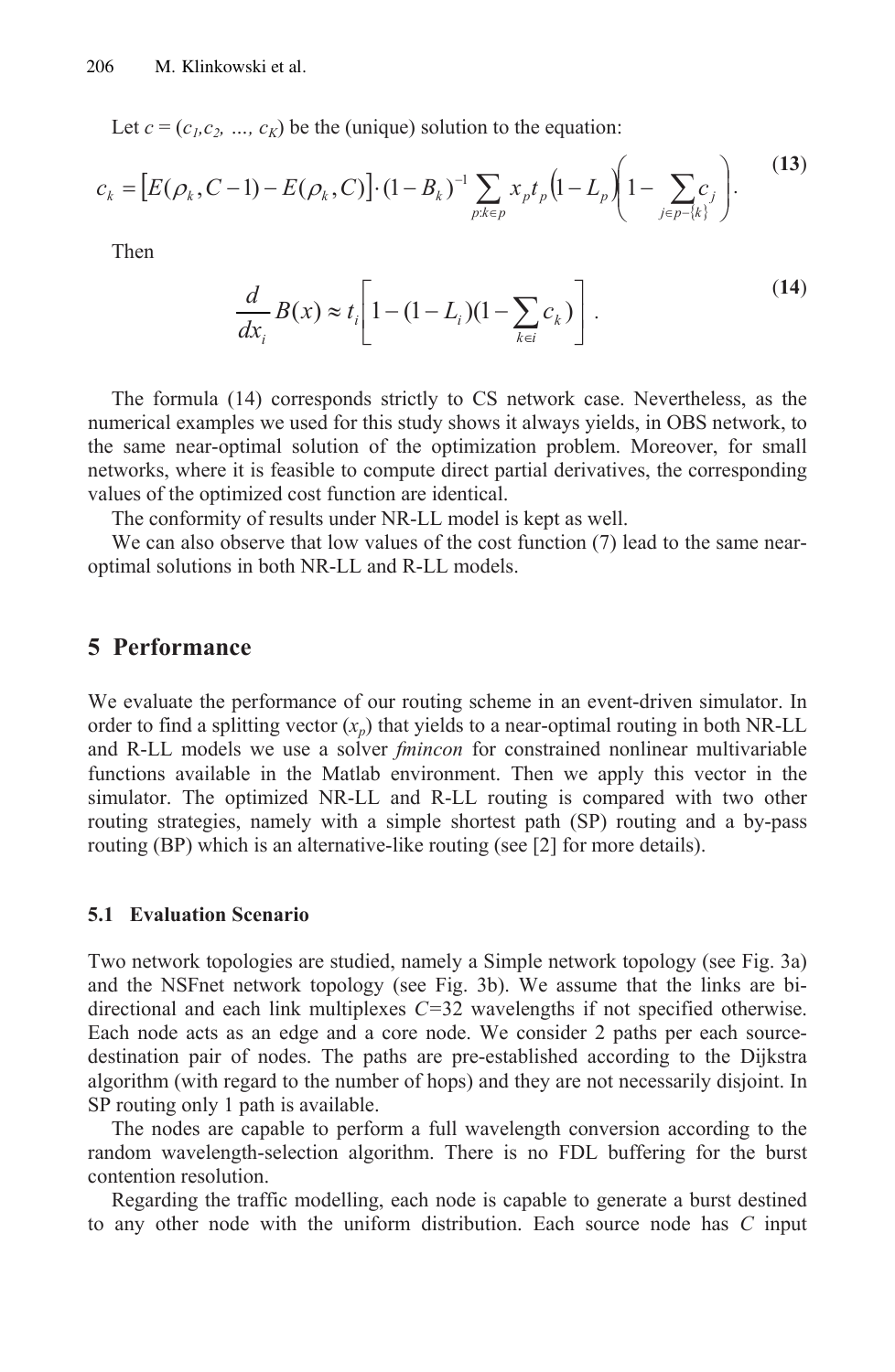Let $c = (c_1, c_2, \ldots, c_K)$ be the (unique) solution to the equation:

$$c_k = \left[E(\rho_k, C-1) - E(\rho_k, C)\right] \cdot (1 - B_k)^{-1} \sum_{p:k \in p} x_p t_p \left(1 - L_p\right)\left(1 - \sum_{j \in p - \{k\}} c_j\right). \tag{13}$$

Then

$$\frac{d}{dx_i} B(x) \approx t_i \left[1 - (1 - L_i)(1 - \sum_{k \in i} c_k)\right]. \tag{14}$$

The formula (14) corresponds strictly to CS network case. Nevertheless, as the numerical examples we used for this study shows it always yields, in OBS network, to the same near-optimal solution of the optimization problem. Moreover, for small networks, where it is feasible to compute direct partial derivatives, the corresponding values of the optimized cost function are identical.

The conformity of results under NR-LL model is kept as well.

We can also observe that low values of the cost function (7) lead to the same near-optimal solutions in both NR-LL and R-LL models.

## 5 Performance

We evaluate the performance of our routing scheme in an event-driven simulator. In order to find a splitting vector ($x_p$) that yields to a near-optimal routing in both NR-LL and R-LL models we use a solver *fmincon* for constrained nonlinear multivariable functions available in the Matlab environment. Then we apply this vector in the simulator. The optimized NR-LL and R-LL routing is compared with two other routing strategies, namely with a simple shortest path (SP) routing and a by-pass routing (BP) which is an alternative-like routing (see [2] for more details).

### 5.1 Evaluation Scenario

Two network topologies are studied, namely a Simple network topology (see Fig. 3a) and the NSFnet network topology (see Fig. 3b). We assume that the links are bi-directional and each link multiplexes $C$=32 wavelengths if not specified otherwise. Each node acts as an edge and a core node. We consider 2 paths per each source-destination pair of nodes. The paths are pre-established according to the Dijkstra algorithm (with regard to the number of hops) and they are not necessarily disjoint. In SP routing only 1 path is available.

The nodes are capable to perform a full wavelength conversion according to the random wavelength-selection algorithm. There is no FDL buffering for the burst contention resolution.

Regarding the traffic modelling, each node is capable to generate a burst destined to any other node with the uniform distribution. Each source node has $C$ input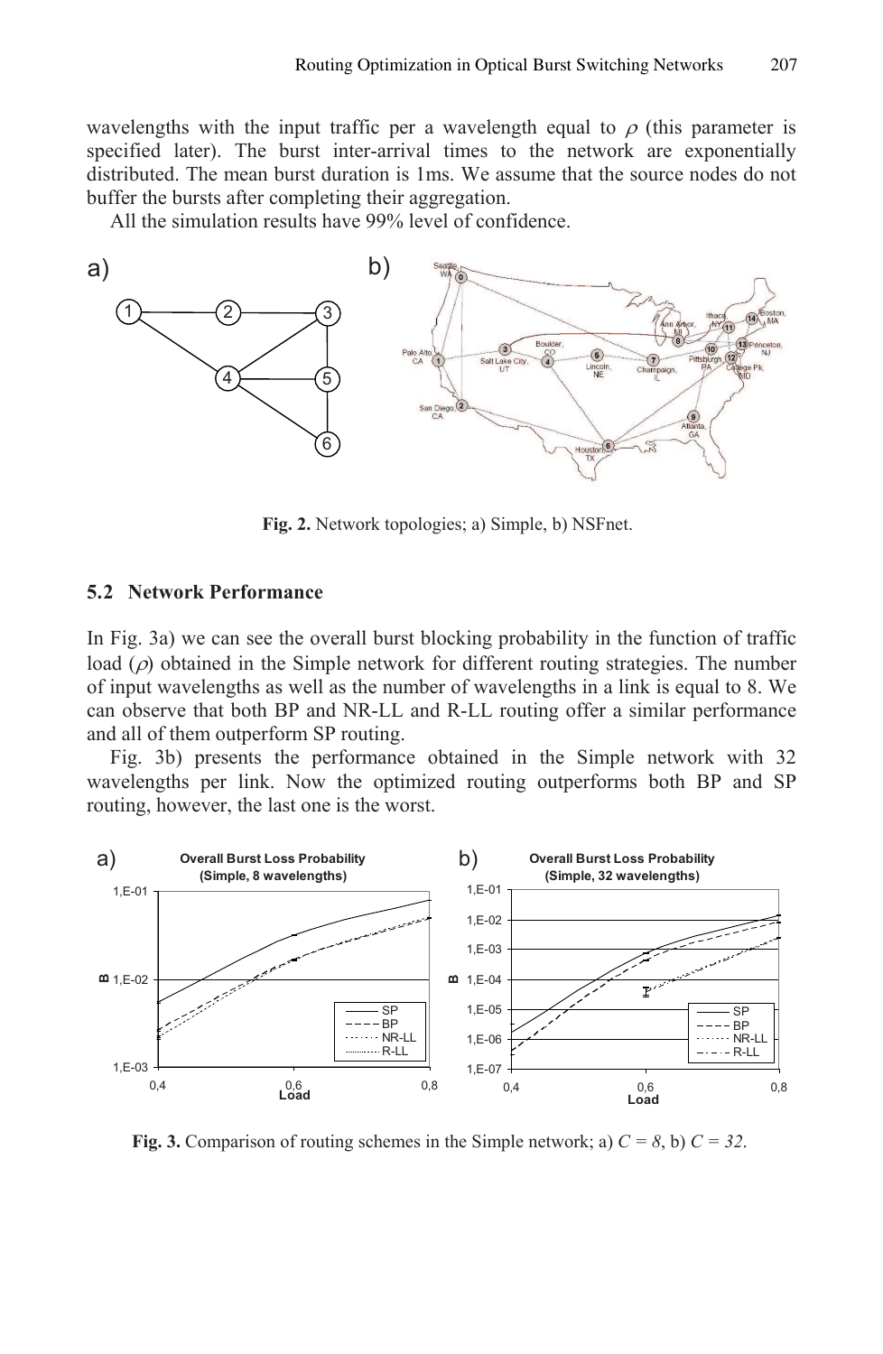wavelengths with the input traffic per a wavelength equal to $\rho$ (this parameter is specified later). The burst inter-arrival times to the network are exponentially distributed. The mean burst duration is 1ms. We assume that the source nodes do not buffer the bursts after completing their aggregation.

All the simulation results have 99% level of confidence.

**Fig. 2.** Network topologies; a) Simple, b) NSFnet.

### 5.2 Network Performance

In Fig. 3a) we can see the overall burst blocking probability in the function of traffic load ($\rho$) obtained in the Simple network for different routing strategies. The number of input wavelengths as well as the number of wavelengths in a link is equal to 8. We can observe that both BP and NR-LL and R-LL routing offer a similar performance and all of them outperform SP routing.

Fig. 3b) presents the performance obtained in the Simple network with 32 wavelengths per link. Now the optimized routing outperforms both BP and SP routing, however, the last one is the worst.

**Fig. 3.** Comparison of routing schemes in the Simple network; a) $C = 8$, b) $C = 32$.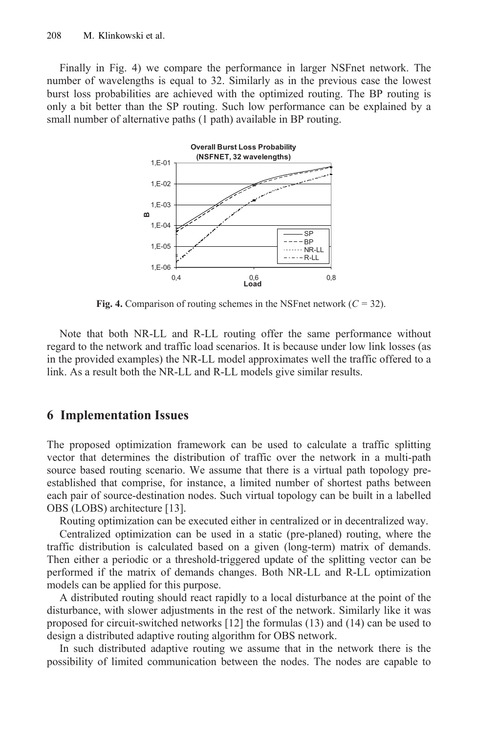Finally in Fig. 4) we compare the performance in larger NSFnet network. The number of wavelengths is equal to 32. Similarly as in the previous case the lowest burst loss probabilities are achieved with the optimized routing. The BP routing is only a bit better than the SP routing. Such low performance can be explained by a small number of alternative paths (1 path) available in BP routing.

**Fig. 4.** Comparison of routing schemes in the NSFnet network ($C$ = 32).

Note that both NR-LL and R-LL routing offer the same performance without regard to the network and traffic load scenarios. It is because under low link losses (as in the provided examples) the NR-LL model approximates well the traffic offered to a link. As a result both the NR-LL and R-LL models give similar results.

## 6 Implementation Issues

The proposed optimization framework can be used to calculate a traffic splitting vector that determines the distribution of traffic over the network in a multi-path source based routing scenario. We assume that there is a virtual path topology pre-established that comprise, for instance, a limited number of shortest paths between each pair of source-destination nodes. Such virtual topology can be built in a labelled OBS (LOBS) architecture [13].

Routing optimization can be executed either in centralized or in decentralized way.

Centralized optimization can be used in a static (pre-planed) routing, where the traffic distribution is calculated based on a given (long-term) matrix of demands. Then either a periodic or a threshold-triggered update of the splitting vector can be performed if the matrix of demands changes. Both NR-LL and R-LL optimization models can be applied for this purpose.

A distributed routing should react rapidly to a local disturbance at the point of the disturbance, with slower adjustments in the rest of the network. Similarly like it was proposed for circuit-switched networks [12] the formulas (13) and (14) can be used to design a distributed adaptive routing algorithm for OBS network.

In such distributed adaptive routing we assume that in the network there is the possibility of limited communication between the nodes. The nodes are capable to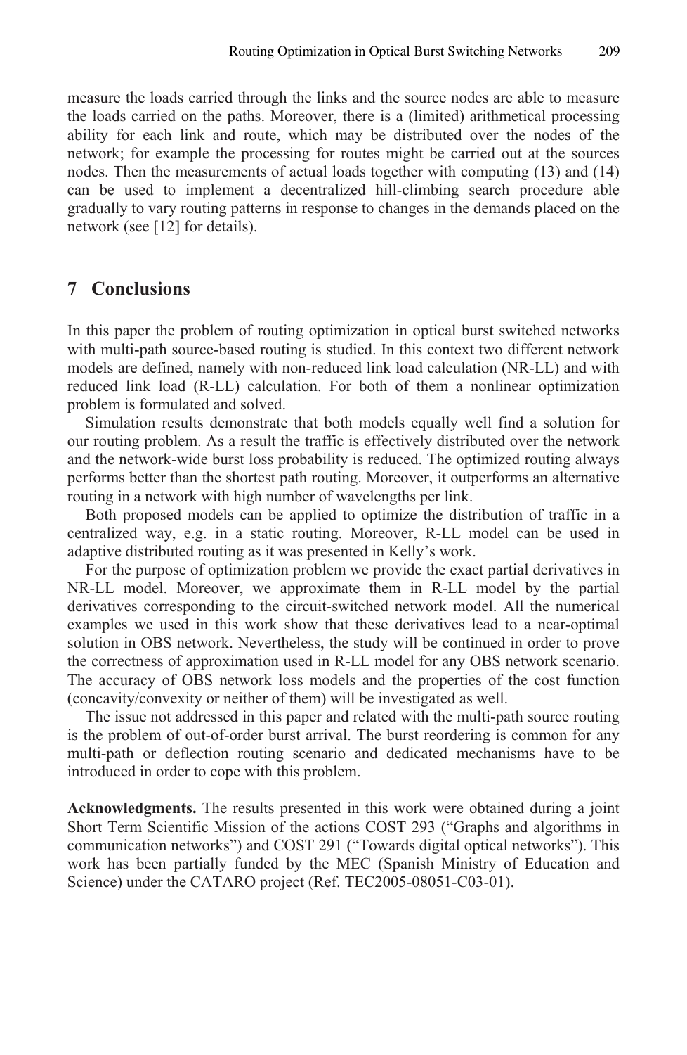measure the loads carried through the links and the source nodes are able to measure the loads carried on the paths. Moreover, there is a (limited) arithmetical processing ability for each link and route, which may be distributed over the nodes of the network; for example the processing for routes might be carried out at the sources nodes. Then the measurements of actual loads together with computing (13) and (14) can be used to implement a decentralized hill-climbing search procedure able gradually to vary routing patterns in response to changes in the demands placed on the network (see [12] for details).

## 7 Conclusions

In this paper the problem of routing optimization in optical burst switched networks with multi-path source-based routing is studied. In this context two different network models are defined, namely with non-reduced link load calculation (NR-LL) and with reduced link load (R-LL) calculation. For both of them a nonlinear optimization problem is formulated and solved.

Simulation results demonstrate that both models equally well find a solution for our routing problem. As a result the traffic is effectively distributed over the network and the network-wide burst loss probability is reduced. The optimized routing always performs better than the shortest path routing. Moreover, it outperforms an alternative routing in a network with high number of wavelengths per link.

Both proposed models can be applied to optimize the distribution of traffic in a centralized way, e.g. in a static routing. Moreover, R-LL model can be used in adaptive distributed routing as it was presented in Kelly's work.

For the purpose of optimization problem we provide the exact partial derivatives in NR-LL model. Moreover, we approximate them in R-LL model by the partial derivatives corresponding to the circuit-switched network model. All the numerical examples we used in this work show that these derivatives lead to a near-optimal solution in OBS network. Nevertheless, the study will be continued in order to prove the correctness of approximation used in R-LL model for any OBS network scenario. The accuracy of OBS network loss models and the properties of the cost function (concavity/convexity or neither of them) will be investigated as well.

The issue not addressed in this paper and related with the multi-path source routing is the problem of out-of-order burst arrival. The burst reordering is common for any multi-path or deflection routing scenario and dedicated mechanisms have to be introduced in order to cope with this problem.

**Acknowledgments.** The results presented in this work were obtained during a joint Short Term Scientific Mission of the actions COST 293 ("Graphs and algorithms in communication networks") and COST 291 ("Towards digital optical networks"). This work has been partially funded by the MEC (Spanish Ministry of Education and Science) under the CATARO project (Ref. TEC2005-08051-C03-01).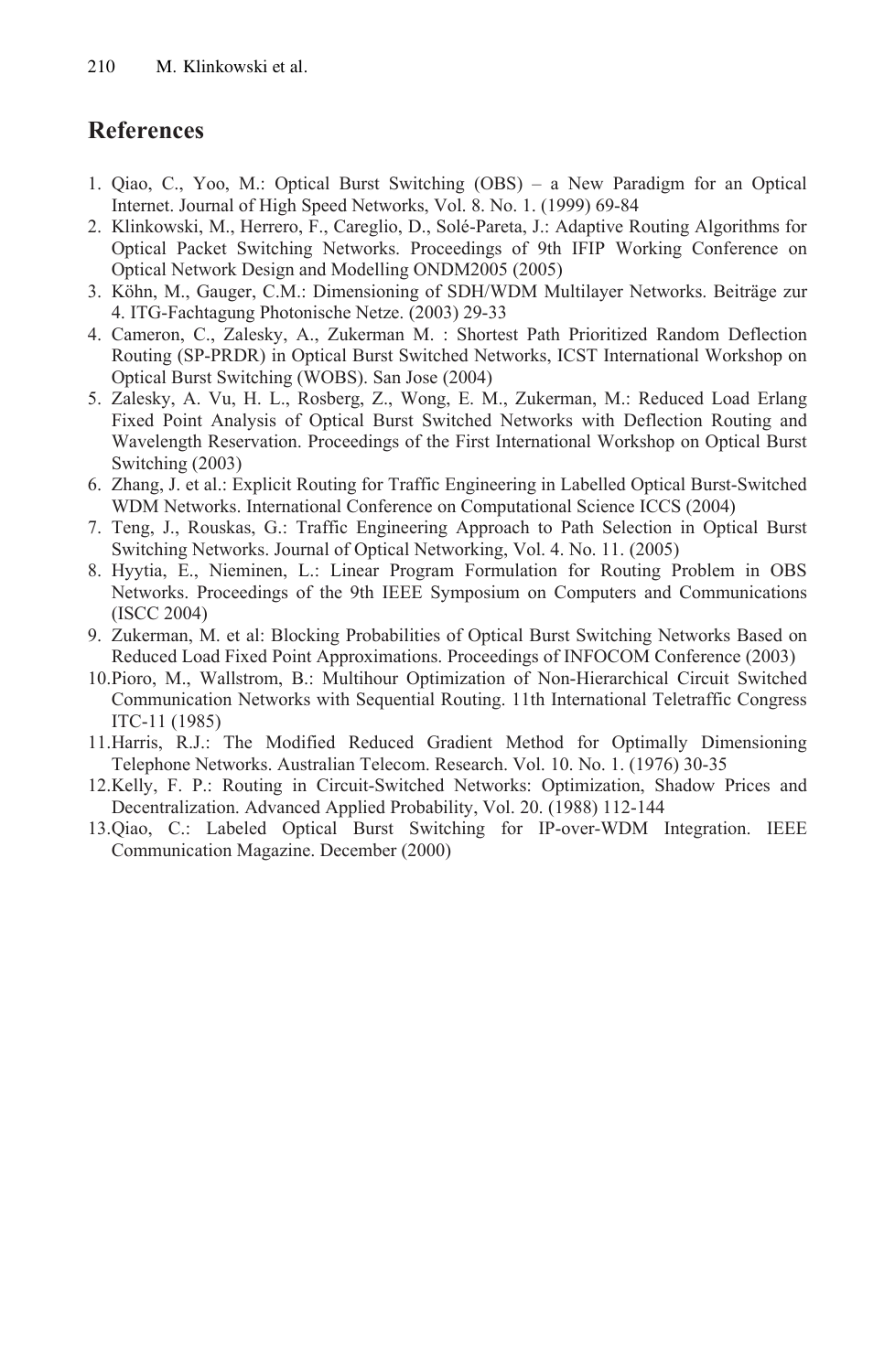## References

1. Qiao, C., Yoo, M.: Optical Burst Switching (OBS) – a New Paradigm for an Optical Internet. Journal of High Speed Networks, Vol. 8. No. 1. (1999) 69-84
2. Klinkowski, M., Herrero, F., Careglio, D., Solé-Pareta, J.: Adaptive Routing Algorithms for Optical Packet Switching Networks. Proceedings of 9th IFIP Working Conference on Optical Network Design and Modelling ONDM2005 (2005)
3. Köhn, M., Gauger, C.M.: Dimensioning of SDH/WDM Multilayer Networks. Beiträge zur 4. ITG-Fachtagung Photonische Netze. (2003) 29-33
4. Cameron, C., Zalesky, A., Zukerman M. : Shortest Path Prioritized Random Deflection Routing (SP-PRDR) in Optical Burst Switched Networks, ICST International Workshop on Optical Burst Switching (WOBS). San Jose (2004)
5. Zalesky, A. Vu, H. L., Rosberg, Z., Wong, E. M., Zukerman, M.: Reduced Load Erlang Fixed Point Analysis of Optical Burst Switched Networks with Deflection Routing and Wavelength Reservation. Proceedings of the First International Workshop on Optical Burst Switching (2003)
6. Zhang, J. et al.: Explicit Routing for Traffic Engineering in Labelled Optical Burst-Switched WDM Networks. International Conference on Computational Science ICCS (2004)
7. Teng, J., Rouskas, G.: Traffic Engineering Approach to Path Selection in Optical Burst Switching Networks. Journal of Optical Networking, Vol. 4. No. 11. (2005)
8. Hyytia, E., Nieminen, L.: Linear Program Formulation for Routing Problem in OBS Networks. Proceedings of the 9th IEEE Symposium on Computers and Communications (ISCC 2004)
9. Zukerman, M. et al: Blocking Probabilities of Optical Burst Switching Networks Based on Reduced Load Fixed Point Approximations. Proceedings of INFOCOM Conference (2003)
10. Pioro, M., Wallstrom, B.: Multihour Optimization of Non-Hierarchical Circuit Switched Communication Networks with Sequential Routing. 11th International Teletraffic Congress ITC-11 (1985)
11. Harris, R.J.: The Modified Reduced Gradient Method for Optimally Dimensioning Telephone Networks. Australian Telecom. Research. Vol. 10. No. 1. (1976) 30-35
12. Kelly, F. P.: Routing in Circuit-Switched Networks: Optimization, Shadow Prices and Decentralization. Advanced Applied Probability, Vol. 20. (1988) 112-144
13. Qiao, C.: Labeled Optical Burst Switching for IP-over-WDM Integration. IEEE Communication Magazine. December (2000)